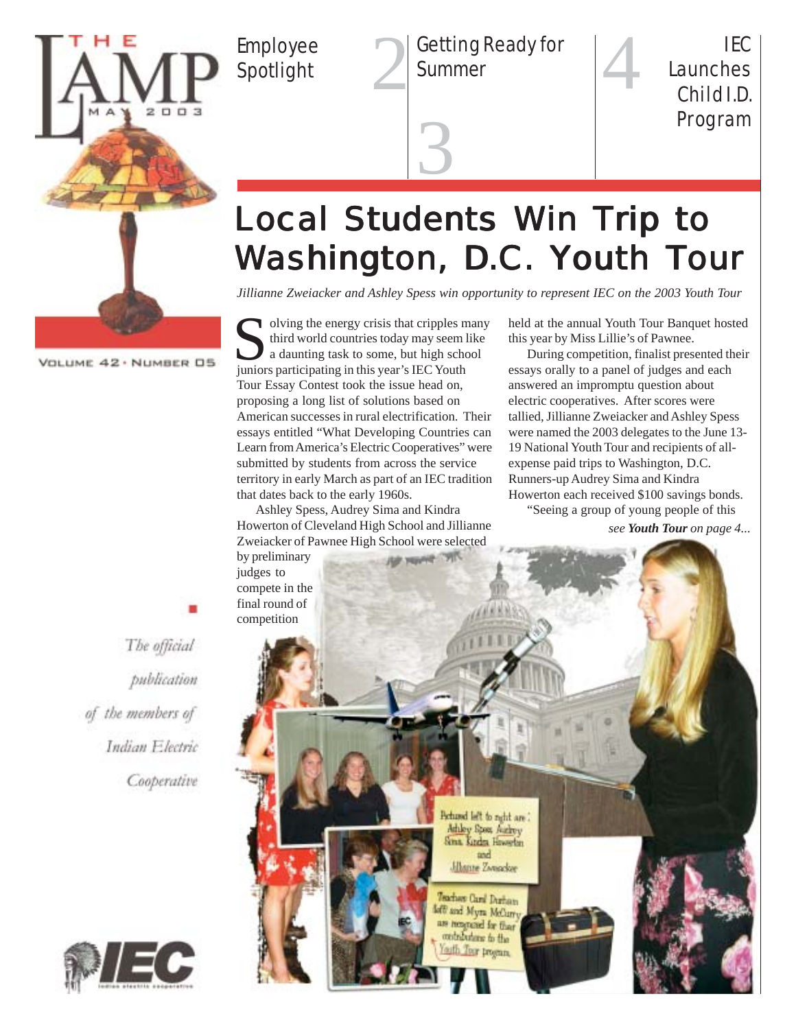# THE LAMP

MAY 2003

VOLUME 42 • NUMBER 05

Employee Spotlight 2

Getting Ready for Summer 3

IEC Launches Child I.D. Program 4

# Local Students Win Trip to Washington, D.C. Youth Tour

*Jillianne Zweiacker and Ashley Spess win opportunity to represent IEC on the 2003 Youth Tour*

Solving the energy crisis that cripples many third world countries today may seem like a daunting task to some, but high school juniors participating in this year's IEC Youth Tour Essay Contest took the issue head on, proposing a long list of solutions based on American successes in rural electrification. Their essays entitled "What Developing Countries can Learn from America's Electric Cooperatives" were submitted by students from across the service territory in early March as part of an IEC tradition that dates back to the early 1960s.

Ashley Spess, Audrey Sima and Kindra Howerton of Cleveland High School and Jillianne Zweiacker of Pawnee High School were selected by preliminary judges to compete in the final round of competition held at the annual Youth Tour Banquet hosted this year by Miss Lillie's of Pawnee.

During competition, finalist presented their essays orally to a panel of judges and each answered an impromptu question about electric cooperatives. After scores were tallied, Jillianne Zweiacker and Ashley Spess were named the 2003 delegates to the June 13-19 National Youth Tour and recipients of all-expense paid trips to Washington, D.C. Runners-up Audrey Sima and Kindra Howerton each received $100 savings bonds.

"Seeing a group of young people of this

*see **Youth Tour** on page 4...*

Pictured left to right are: Ashley Spess, Audrey Sima, Kindra Howerton and Jillianne Zweiacker

Teachers Carol Durham (left) and Myra McCurry are recognized for their contributions to the Youth Tour program.

*The official publication of the members of Indian Electric Cooperative*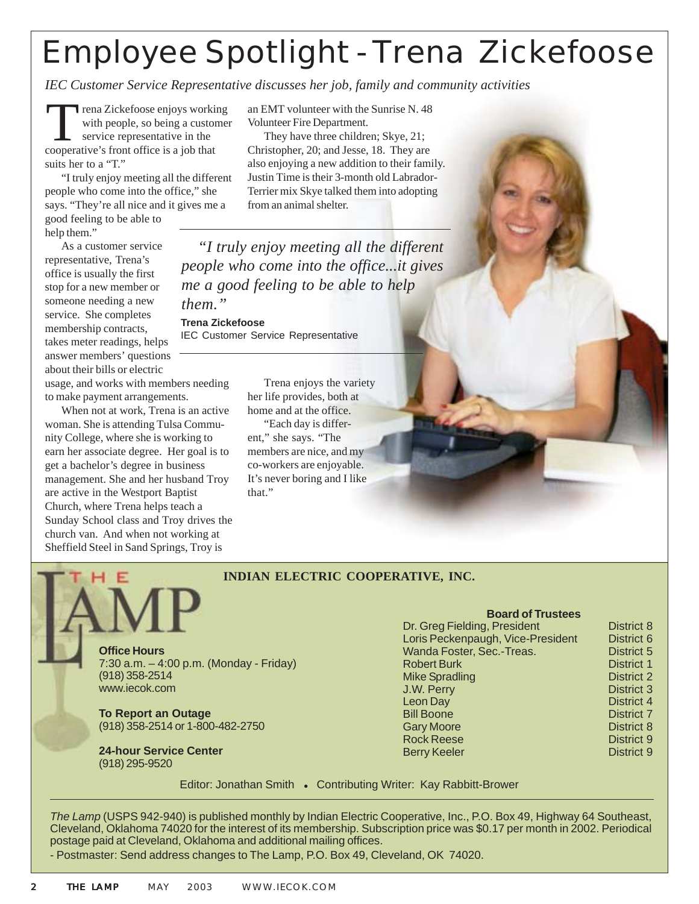# Employee Spotlight - Trena Zickefoose

*IEC Customer Service Representative discusses her job, family and community activities*

Trena Zickefoose enjoys working with people, so being a customer service representative in the cooperative's front office is a job that suits her to a "T."

"I truly enjoy meeting all the different people who come into the office," she says. "They're all nice and it gives me a good feeling to be able to help them."

As a customer service representative, Trena's office is usually the first stop for a new member or someone needing a new service. She completes membership contracts, takes meter readings, helps answer members' questions about their bills or electric usage, and works with members needing to make payment arrangements.

When not at work, Trena is an active woman. She is attending Tulsa Community College, where she is working to earn her associate degree. Her goal is to get a bachelor's degree in business management. She and her husband Troy are active in the Westport Baptist Church, where Trena helps teach a Sunday School class and Troy drives the church van. And when not working at Sheffield Steel in Sand Springs, Troy is an EMT volunteer with the Sunrise N. 48 Volunteer Fire Department.

They have three children; Skye, 21; Christopher, 20; and Jesse, 18. They are also enjoying a new addition to their family. Justin Time is their 3-month old Labrador-Terrier mix Skye talked them into adopting from an animal shelter.

> *"I truly enjoy meeting all the different people who come into the office...it gives me a good feeling to be able to help them."*
>
> **Trena Zickefoose**
> IEC Customer Service Representative

Trena enjoys the variety her life provides, both at home and at the office.

"Each day is different," she says. "The members are nice, and my co-workers are enjoyable. It's never boring and I like that."

---

## THE LAMP

**INDIAN ELECTRIC COOPERATIVE, INC.**

**Office Hours**
7:30 a.m. – 4:00 p.m. (Monday - Friday)
(918) 358-2514
www.iecok.com

**To Report an Outage**
(918) 358-2514 or 1-800-482-2750

**24-hour Service Center**
(918) 295-9520

**Board of Trustees**

| Name | District |
|---|---|
| Dr. Greg Fielding, President | District 8 |
| Loris Peckenpaugh, Vice-President | District 6 |
| Wanda Foster, Sec.-Treas. | District 5 |
| Robert Burk | District 1 |
| Mike Spradling | District 2 |
| J.W. Perry | District 3 |
| Leon Day | District 4 |
| Bill Boone | District 7 |
| Gary Moore | District 8 |
| Rock Reese | District 9 |
| Berry Keeler | District 9 |

Editor: Jonathan Smith • Contributing Writer: Kay Rabbitt-Brower

*The Lamp* (USPS 942-940) is published monthly by Indian Electric Cooperative, Inc., P.O. Box 49, Highway 64 Southeast, Cleveland, Oklahoma 74020 for the interest of its membership. Subscription price was $0.17 per month in 2002. Periodical postage paid at Cleveland, Oklahoma and additional mailing offices.

- Postmaster: Send address changes to The Lamp, P.O. Box 49, Cleveland, OK 74020.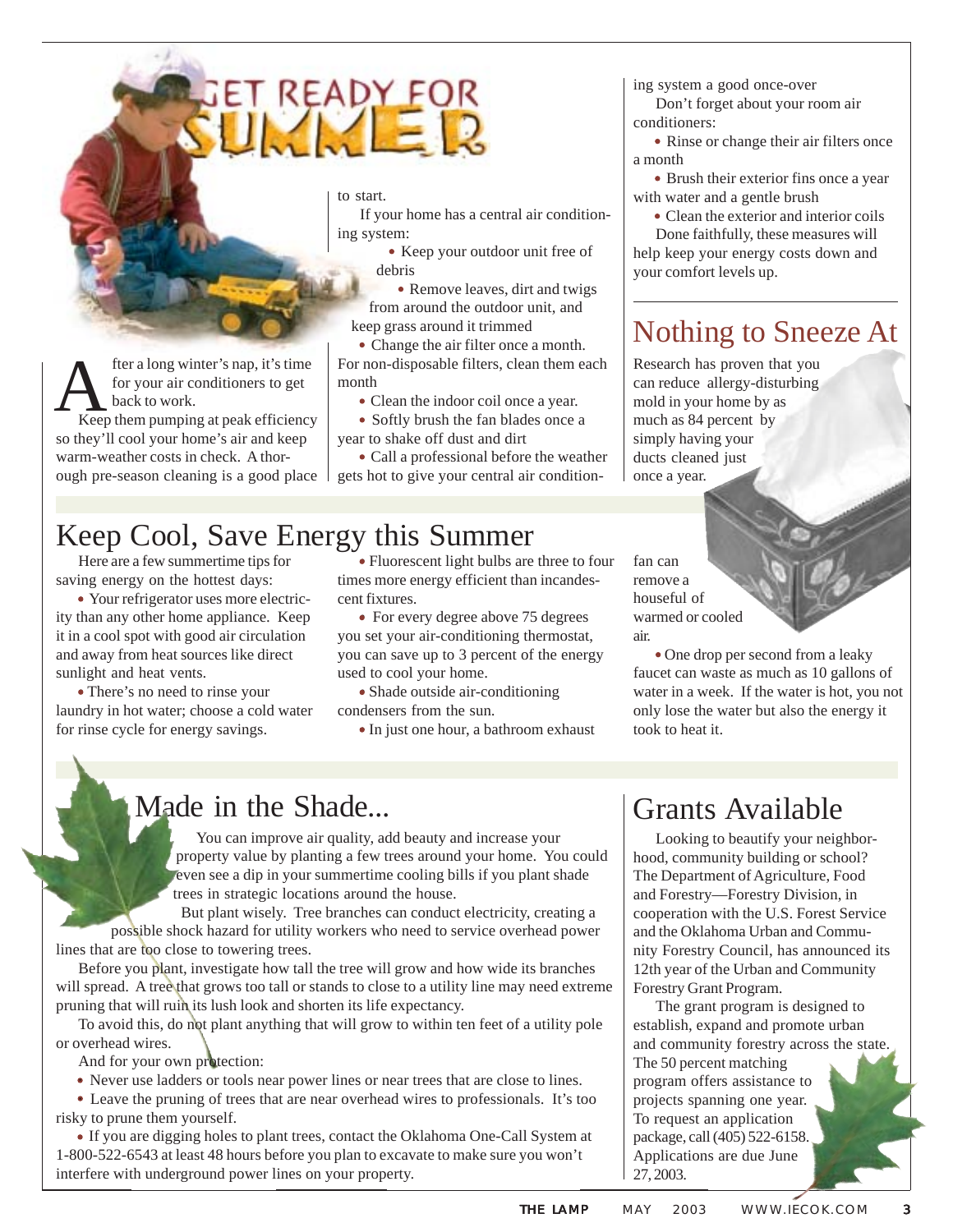# Get Ready for Summer

After a long winter's nap, it's time for your air conditioners to get back to work.

Keep them pumping at peak efficiency so they'll cool your home's air and keep warm-weather costs in check. A thorough pre-season cleaning is a good place to start.

If your home has a central air conditioning system:

- Keep your outdoor unit free of debris
- Remove leaves, dirt and twigs from around the outdoor unit, and keep grass around it trimmed
- Change the air filter once a month. For non-disposable filters, clean them each month
- Clean the indoor coil once a year.
- Softly brush the fan blades once a year to shake off dust and dirt
- Call a professional before the weather gets hot to give your central air conditioning system a good once-over

Don't forget about your room air conditioners:

- Rinse or change their air filters once a month
- Brush their exterior fins once a year with water and a gentle brush
- Clean the exterior and interior coils

Done faithfully, these measures will help keep your energy costs down and your comfort levels up.

## Nothing to Sneeze At

Research has proven that you can reduce allergy-disturbing mold in your home by as much as 84 percent by simply having your ducts cleaned just once a year.

## Keep Cool, Save Energy this Summer

Here are a few summertime tips for saving energy on the hottest days:

- Your refrigerator uses more electricity than any other home appliance. Keep it in a cool spot with good air circulation and away from heat sources like direct sunlight and heat vents.
- There's no need to rinse your laundry in hot water; choose a cold water for rinse cycle for energy savings.
- Fluorescent light bulbs are three to four times more energy efficient than incandescent fixtures.
- For every degree above 75 degrees you set your air-conditioning thermostat, you can save up to 3 percent of the energy used to cool your home.
- Shade outside air-conditioning condensers from the sun.
- In just one hour, a bathroom exhaust fan can remove a houseful of warmed or cooled air.
- One drop per second from a leaky faucet can waste as much as 10 gallons of water in a week. If the water is hot, you not only lose the water but also the energy it took to heat it.

## Made in the Shade...

You can improve air quality, add beauty and increase your property value by planting a few trees around your home. You could even see a dip in your summertime cooling bills if you plant shade trees in strategic locations around the house.

But plant wisely. Tree branches can conduct electricity, creating a possible shock hazard for utility workers who need to service overhead power lines that are too close to towering trees.

Before you plant, investigate how tall the tree will grow and how wide its branches will spread. A tree that grows too tall or stands to close to a utility line may need extreme pruning that will ruin its lush look and shorten its life expectancy.

To avoid this, do not plant anything that will grow to within ten feet of a utility pole or overhead wires.

And for your own protection:

- Never use ladders or tools near power lines or near trees that are close to lines.
- Leave the pruning of trees that are near overhead wires to professionals. It's too risky to prune them yourself.
- If you are digging holes to plant trees, contact the Oklahoma One-Call System at 1-800-522-6543 at least 48 hours before you plan to excavate to make sure you won't interfere with underground power lines on your property.

## Grants Available

Looking to beautify your neighborhood, community building or school? The Department of Agriculture, Food and Forestry—Forestry Division, in cooperation with the U.S. Forest Service and the Oklahoma Urban and Community Forestry Council, has announced its 12th year of the Urban and Community Forestry Grant Program.

The grant program is designed to establish, expand and promote urban and community forestry across the state. The 50 percent matching program offers assistance to projects spanning one year. To request an application package, call (405) 522-6158. Applications are due June 27, 2003.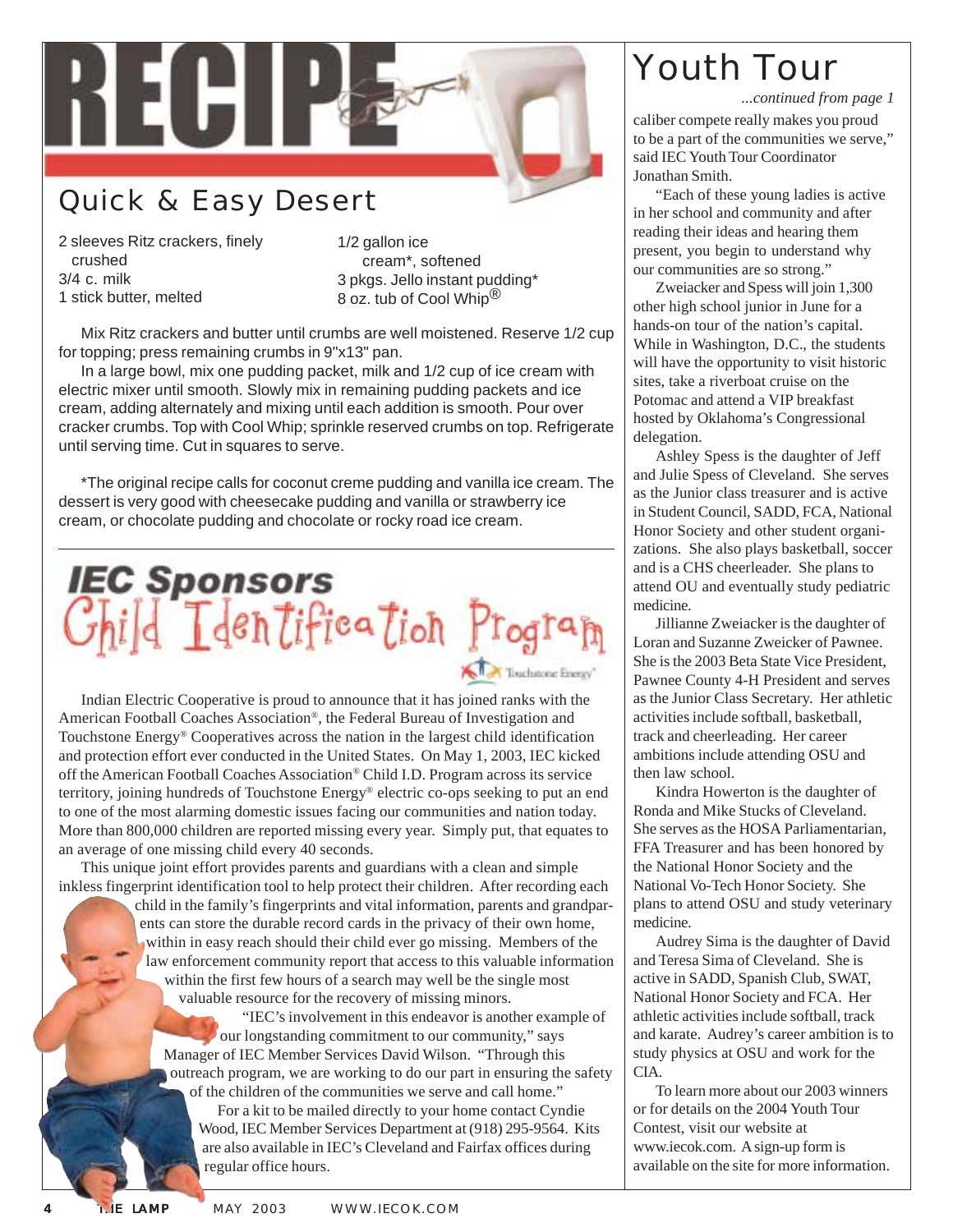# RECIPE

## Quick & Easy Desert

- 2 sleeves Ritz crackers, finely crushed
- 3/4 c. milk
- 1 stick butter, melted
- 1/2 gallon ice cream*, softened
- 3 pkgs. Jello instant pudding*
- 8 oz. tub of Cool Whip®

Mix Ritz crackers and butter until crumbs are well moistened. Reserve 1/2 cup for topping; press remaining crumbs in 9"x13" pan.

In a large bowl, mix one pudding packet, milk and 1/2 cup of ice cream with electric mixer until smooth. Slowly mix in remaining pudding packets and ice cream, adding alternately and mixing until each addition is smooth. Pour over cracker crumbs. Top with Cool Whip; sprinkle reserved crumbs on top. Refrigerate until serving time. Cut in squares to serve.

*The original recipe calls for coconut creme pudding and vanilla ice cream. The dessert is very good with cheesecake pudding and vanilla or strawberry ice cream, or chocolate pudding and chocolate or rocky road ice cream.

## IEC Sponsors Child Identification Program

Touchstone Energy®

Indian Electric Cooperative is proud to announce that it has joined ranks with the American Football Coaches Association®, the Federal Bureau of Investigation and Touchstone Energy® Cooperatives across the nation in the largest child identification and protection effort ever conducted in the United States. On May 1, 2003, IEC kicked off the American Football Coaches Association® Child I.D. Program across its service territory, joining hundreds of Touchstone Energy® electric co-ops seeking to put an end to one of the most alarming domestic issues facing our communities and nation today. More than 800,000 children are reported missing every year. Simply put, that equates to an average of one missing child every 40 seconds.

This unique joint effort provides parents and guardians with a clean and simple inkless fingerprint identification tool to help protect their children. After recording each child in the family's fingerprints and vital information, parents and grandparents can store the durable record cards in the privacy of their own home, within in easy reach should their child ever go missing. Members of the law enforcement community report that access to this valuable information within the first few hours of a search may well be the single most valuable resource for the recovery of missing minors.

"IEC's involvement in this endeavor is another example of our longstanding commitment to our community," says Manager of IEC Member Services David Wilson. "Through this outreach program, we are working to do our part in ensuring the safety of the children of the communities we serve and call home."

For a kit to be mailed directly to your home contact Cyndie Wood, IEC Member Services Department at (918) 295-9564. Kits are also available in IEC's Cleveland and Fairfax offices during regular office hours.

## Youth Tour

*...continued from page 1*

caliber compete really makes you proud to be a part of the communities we serve," said IEC Youth Tour Coordinator Jonathan Smith.

"Each of these young ladies is active in her school and community and after reading their ideas and hearing them present, you begin to understand why our communities are so strong."

Zweiacker and Spess will join 1,300 other high school junior in June for a hands-on tour of the nation's capital. While in Washington, D.C., the students will have the opportunity to visit historic sites, take a riverboat cruise on the Potomac and attend a VIP breakfast hosted by Oklahoma's Congressional delegation.

Ashley Spess is the daughter of Jeff and Julie Spess of Cleveland. She serves as the Junior class treasurer and is active in Student Council, SADD, FCA, National Honor Society and other student organizations. She also plays basketball, soccer and is a CHS cheerleader. She plans to attend OU and eventually study pediatric medicine.

Jillianne Zweiacker is the daughter of Loran and Suzanne Zweicker of Pawnee. She is the 2003 Beta State Vice President, Pawnee County 4-H President and serves as the Junior Class Secretary. Her athletic activities include softball, basketball, track and cheerleading. Her career ambitions include attending OSU and then law school.

Kindra Howerton is the daughter of Ronda and Mike Stucks of Cleveland. She serves as the HOSA Parliamentarian, FFA Treasurer and has been honored by the National Honor Society and the National Vo-Tech Honor Society. She plans to attend OSU and study veterinary medicine.

Audrey Sima is the daughter of David and Teresa Sima of Cleveland. She is active in SADD, Spanish Club, SWAT, National Honor Society and FCA. Her athletic activities include softball, track and karate. Audrey's career ambition is to study physics at OSU and work for the CIA.

To learn more about our 2003 winners or for details on the 2004 Youth Tour Contest, visit our website at www.iecok.com. A sign-up form is available on the site for more information.